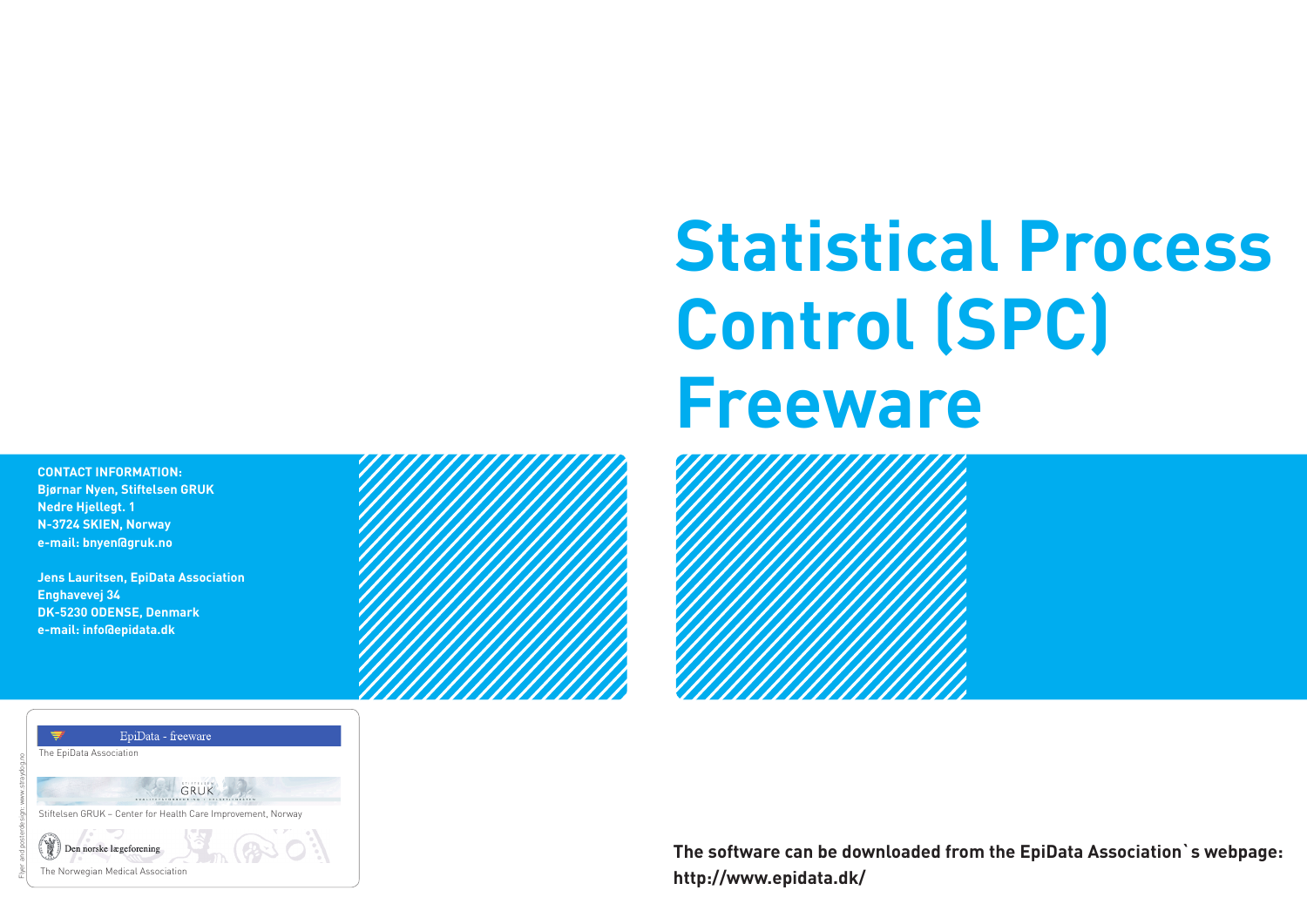# Statistical Process Control (SPC) Freeware

**CONTACT INFORMATION:**
**Bjørnar Nyen, Stiftelsen GRUK**
**Nedre Hjellegt. 1**
**N-3724 SKIEN, Norway**
**e-mail: bnyen@gruk.no**

**Jens Lauritsen, EpiData Association**
**Enghavevej 34**
**DK-5230 ODENSE, Denmark**
**e-mail: info@epidata.dk**

EpiData - freeware

The EpiData Association

GRUK

Stiftelsen GRUK – Center for Health Care Improvement, Norway

Den norske lægeforening

The Norwegian Medical Association

Flyer and posterdesign: www.straydog.no

**The software can be downloaded from the EpiData Association`s webpage:**
**http://www.epidata.dk/**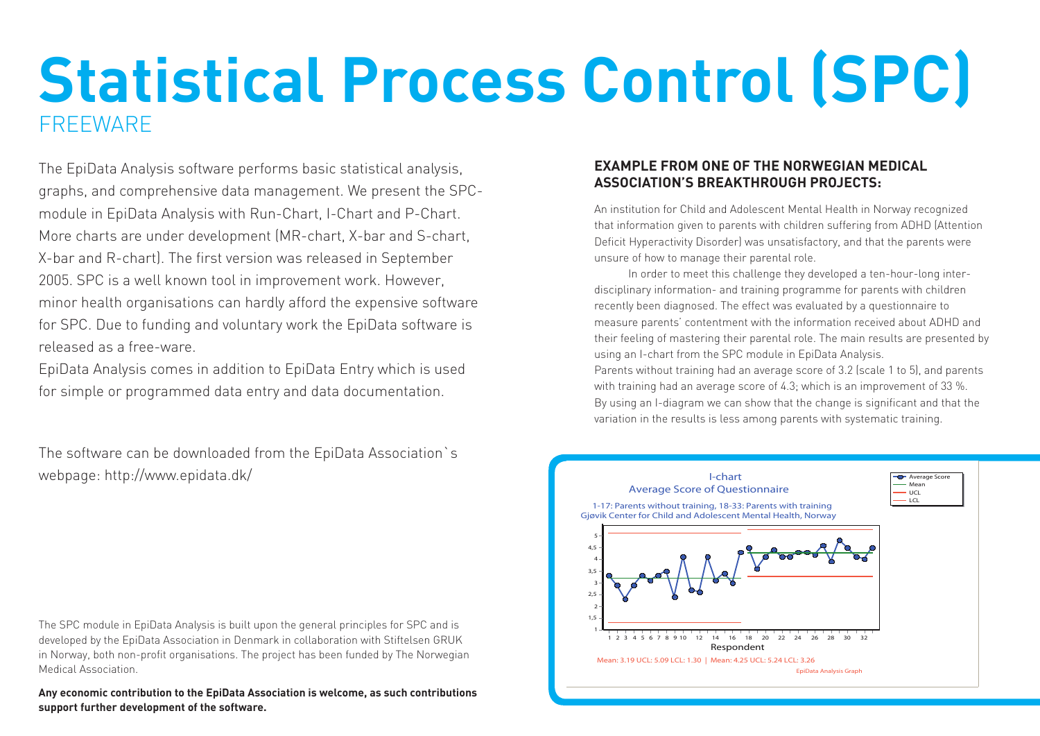# Statistical Process Control (SPC)

FREEWARE

The EpiData Analysis software performs basic statistical analysis, graphs, and comprehensive data management. We present the SPC-module in EpiData Analysis with Run-Chart, I-Chart and P-Chart. More charts are under development (MR-chart, X-bar and S-chart, X-bar and R-chart). The first version was released in September 2005. SPC is a well known tool in improvement work. However, minor health organisations can hardly afford the expensive software for SPC. Due to funding and voluntary work the EpiData software is released as a free-ware.

EpiData Analysis comes in addition to EpiData Entry which is used for simple or programmed data entry and data documentation.

The software can be downloaded from the EpiData Association`s webpage: http://www.epidata.dk/

The SPC module in EpiData Analysis is built upon the general principles for SPC and is developed by the EpiData Association in Denmark in collaboration with Stiftelsen GRUK in Norway, both non-profit organisations. The project has been funded by The Norwegian Medical Association.

**Any economic contribution to the EpiData Association is welcome, as such contributions support further development of the software.**

## EXAMPLE FROM ONE OF THE NORWEGIAN MEDICAL ASSOCIATION'S BREAKTHROUGH PROJECTS:

An institution for Child and Adolescent Mental Health in Norway recognized that information given to parents with children suffering from ADHD (Attention Deficit Hyperactivity Disorder) was unsatisfactory, and that the parents were unsure of how to manage their parental role.

In order to meet this challenge they developed a ten-hour-long inter-disciplinary information- and training programme for parents with children recently been diagnosed. The effect was evaluated by a questionnaire to measure parents' contentment with the information received about ADHD and their feeling of mastering their parental role. The main results are presented by using an I-chart from the SPC module in EpiData Analysis.

Parents without training had an average score of 3.2 (scale 1 to 5), and parents with training had an average score of 4.3; which is an improvement of 33 %. By using an I-diagram we can show that the change is significant and that the variation in the results is less among parents with systematic training.

I-chart
Average Score of Questionnaire

1-17: Parents without training, 18-33: Parents with training
Gjøvik Center for Child and Adolescent Mental Health, Norway

Average Score
Mean
UCL
LCL

Respondent

Mean: 3.19 UCL: 5.09 LCL: 1.30 | Mean: 4.25 UCL: 5.24 LCL: 3.26

EpiData Analysis Graph